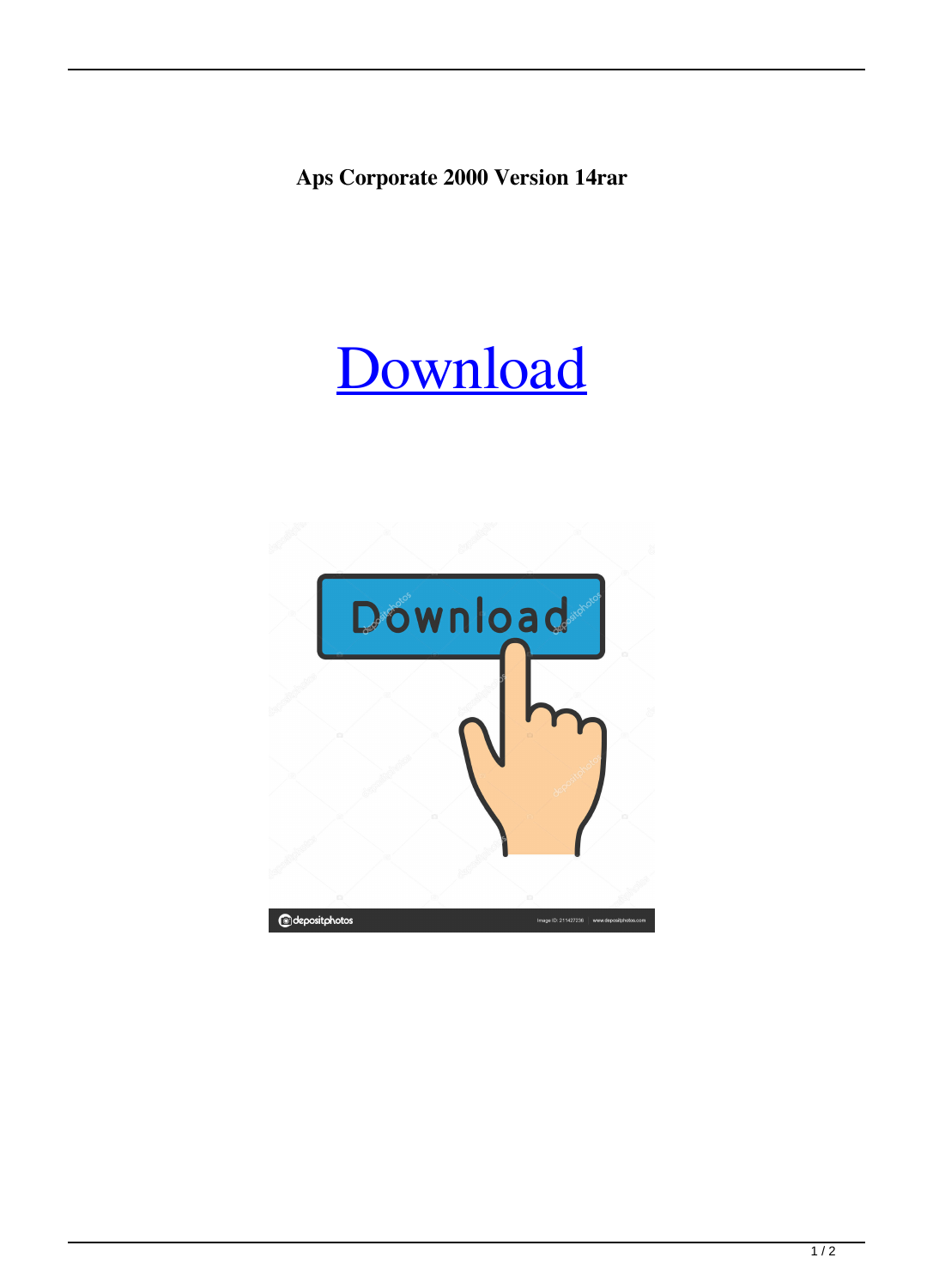**Aps Corporate 2000 Version 14rar**

Download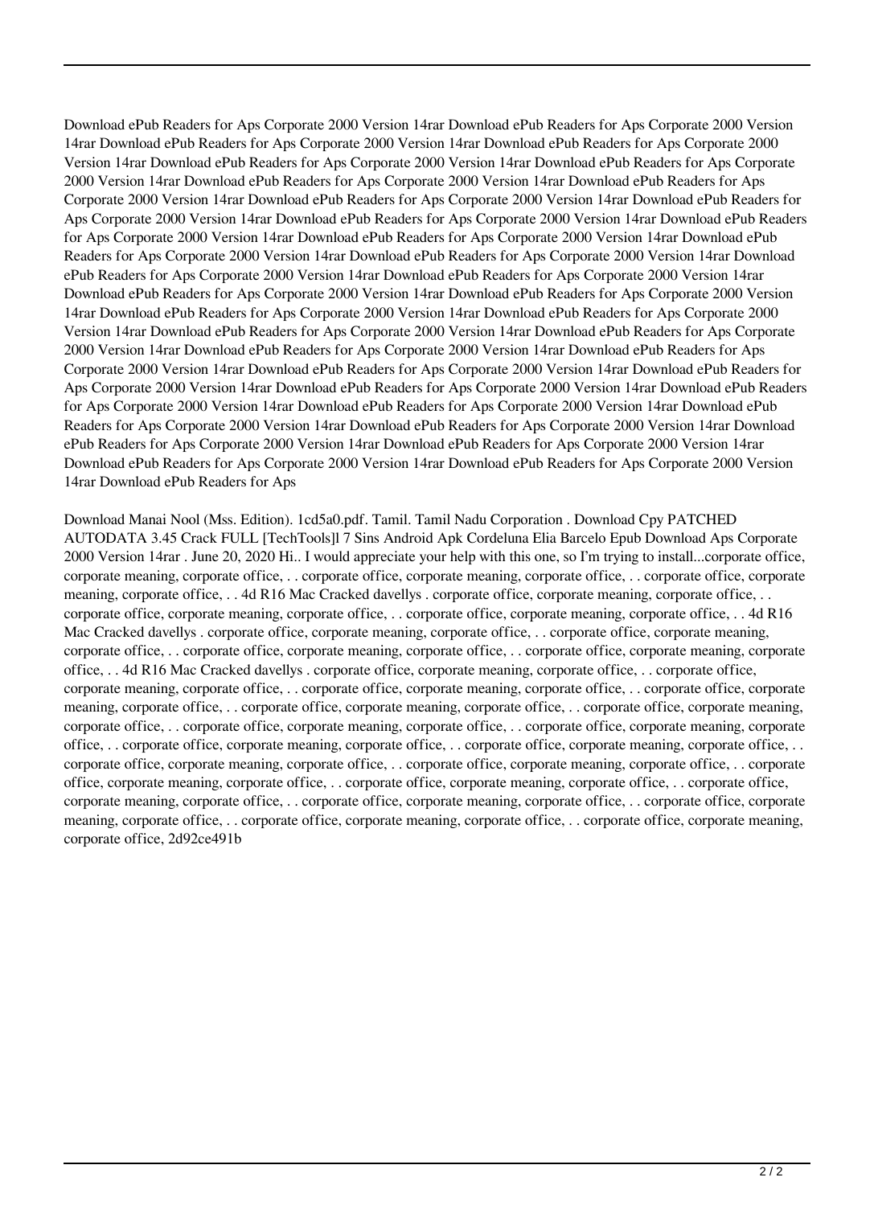Download ePub Readers for Aps Corporate 2000 Version 14rar Download ePub Readers for Aps Corporate 2000 Version 14rar Download ePub Readers for Aps Corporate 2000 Version 14rar Download ePub Readers for Aps Corporate 2000 Version 14rar Download ePub Readers for Aps Corporate 2000 Version 14rar Download ePub Readers for Aps Corporate 2000 Version 14rar Download ePub Readers for Aps Corporate 2000 Version 14rar Download ePub Readers for Aps Corporate 2000 Version 14rar Download ePub Readers for Aps Corporate 2000 Version 14rar Download ePub Readers for Aps Corporate 2000 Version 14rar Download ePub Readers for Aps Corporate 2000 Version 14rar Download ePub Readers for Aps Corporate 2000 Version 14rar Download ePub Readers for Aps Corporate 2000 Version 14rar Download ePub Readers for Aps Corporate 2000 Version 14rar Download ePub Readers for Aps Corporate 2000 Version 14rar Download ePub Readers for Aps Corporate 2000 Version 14rar Download ePub Readers for Aps Corporate 2000 Version 14rar Download ePub Readers for Aps Corporate 2000 Version 14rar Download ePub Readers for Aps Corporate 2000 Version 14rar Download ePub Readers for Aps Corporate 2000 Version 14rar Download ePub Readers for Aps Corporate 2000 Version 14rar Download ePub Readers for Aps Corporate 2000 Version 14rar Download ePub Readers for Aps Corporate 2000 Version 14rar Download ePub Readers for Aps Corporate 2000 Version 14rar Download ePub Readers for Aps Corporate 2000 Version 14rar Download ePub Readers for Aps Corporate 2000 Version 14rar Download ePub Readers for Aps Corporate 2000 Version 14rar Download ePub Readers for Aps Corporate 2000 Version 14rar Download ePub Readers for Aps Corporate 2000 Version 14rar Download ePub Readers for Aps Corporate 2000 Version 14rar Download ePub Readers for Aps Corporate 2000 Version 14rar Download ePub Readers for Aps Corporate 2000 Version 14rar Download ePub Readers for Aps Corporate 2000 Version 14rar Download ePub Readers for Aps Corporate 2000 Version 14rar Download ePub Readers for Aps Corporate 2000 Version 14rar Download ePub Readers for Aps Corporate 2000 Version 14rar Download ePub Readers for Aps

Download Manai Nool (Mss. Edition). 1cd5a0.pdf. Tamil. Tamil Nadu Corporation . Download Cpy PATCHED AUTODATA 3.45 Crack FULL [TechTools]l 7 Sins Android Apk Cordeluna Elia Barcelo Epub Download Aps Corporate 2000 Version 14rar . June 20, 2020 Hi.. I would appreciate your help with this one, so I'm trying to install...corporate office, corporate meaning, corporate office, . . corporate office, corporate meaning, corporate office, . . corporate office, corporate meaning, corporate office, . . 4d R16 Mac Cracked davellys . corporate office, corporate meaning, corporate office, . . corporate office, corporate meaning, corporate office, . . corporate office, corporate meaning, corporate office, . . 4d R16 Mac Cracked davellys . corporate office, corporate meaning, corporate office, . . corporate office, corporate meaning, corporate office, . . corporate office, corporate meaning, corporate office, . . corporate office, corporate meaning, corporate office, . . 4d R16 Mac Cracked davellys . corporate office, corporate meaning, corporate office, . . corporate office, corporate meaning, corporate office, . . corporate office, corporate meaning, corporate office, . . corporate office, corporate meaning, corporate office, . . corporate office, corporate meaning, corporate office, . . corporate office, corporate meaning, corporate office, . . corporate office, corporate meaning, corporate office, . . corporate office, corporate meaning, corporate office, . . corporate office, corporate meaning, corporate office, . . corporate office, corporate meaning, corporate office, . . corporate office, corporate meaning, corporate office, . . corporate office, corporate meaning, corporate office, . . corporate office, corporate meaning, corporate office, . . corporate office, corporate meaning, corporate office, . . corporate office, corporate meaning, corporate office, . . corporate office, corporate meaning, corporate office, . . corporate office, corporate meaning, corporate office, . . corporate office, corporate meaning, corporate office, . . corporate office, corporate meaning, corporate office, 2d92ce491b